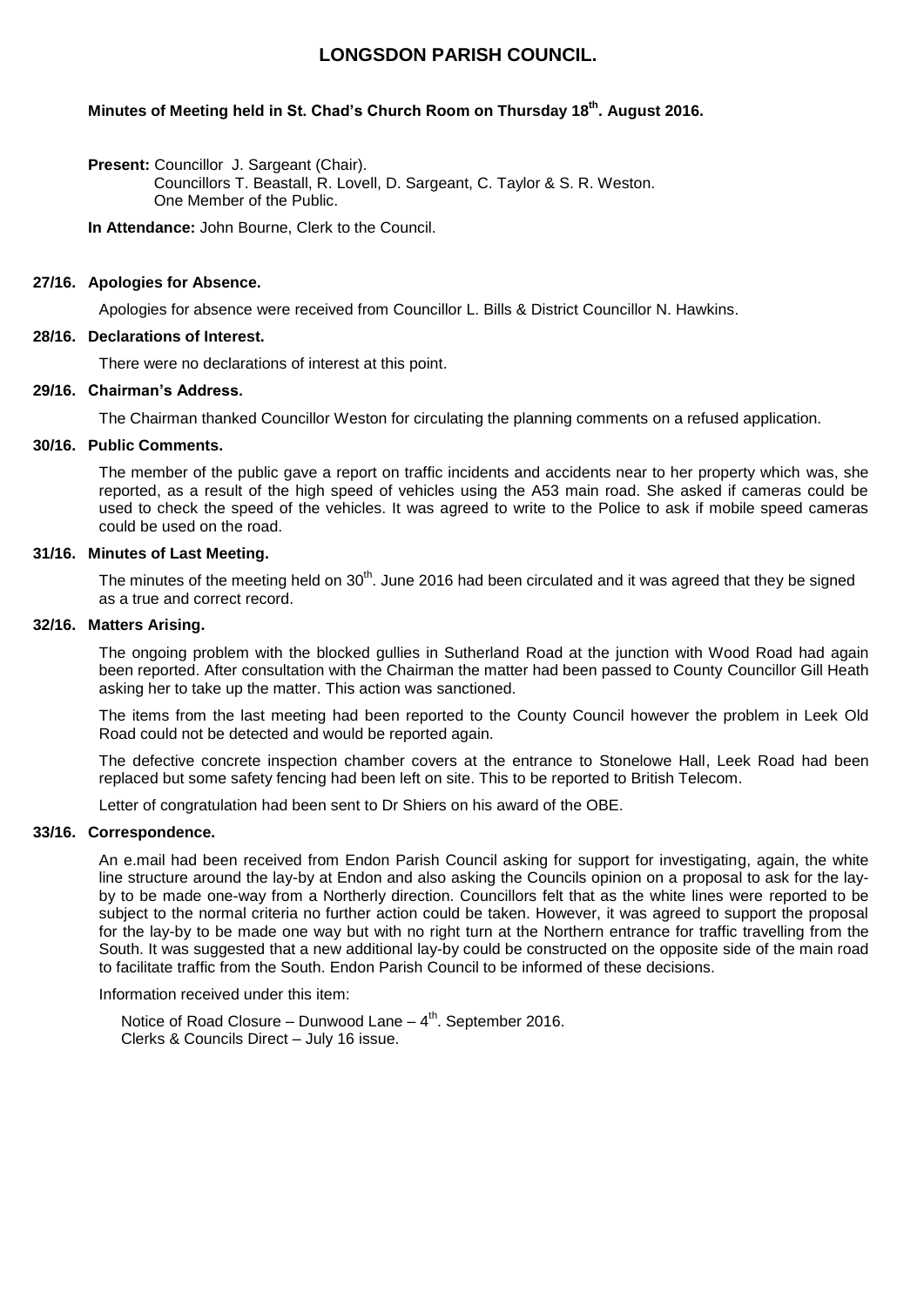# LONGSDON PARISH COUNCIL.

**Minutes of Meeting held in St. Chad's Church Room on Thursday 18th. August 2016.**

**Present:** Councillor J. Sargeant (Chair).
Councillors T. Beastall, R. Lovell, D. Sargeant, C. Taylor & S. R. Weston.
One Member of the Public.

**In Attendance:** John Bourne, Clerk to the Council.

**27/16. Apologies for Absence.**

Apologies for absence were received from Councillor L. Bills & District Councillor N. Hawkins.

**28/16. Declarations of Interest.**

There were no declarations of interest at this point.

**29/16. Chairman's Address.**

The Chairman thanked Councillor Weston for circulating the planning comments on a refused application.

**30/16. Public Comments.**

The member of the public gave a report on traffic incidents and accidents near to her property which was, she reported, as a result of the high speed of vehicles using the A53 main road. She asked if cameras could be used to check the speed of the vehicles. It was agreed to write to the Police to ask if mobile speed cameras could be used on the road.

**31/16. Minutes of Last Meeting.**

The minutes of the meeting held on 30th. June 2016 had been circulated and it was agreed that they be signed as a true and correct record.

**32/16. Matters Arising.**

The ongoing problem with the blocked gullies in Sutherland Road at the junction with Wood Road had again been reported. After consultation with the Chairman the matter had been passed to County Councillor Gill Heath asking her to take up the matter. This action was sanctioned.

The items from the last meeting had been reported to the County Council however the problem in Leek Old Road could not be detected and would be reported again.

The defective concrete inspection chamber covers at the entrance to Stonelowe Hall, Leek Road had been replaced but some safety fencing had been left on site. This to be reported to British Telecom.

Letter of congratulation had been sent to Dr Shiers on his award of the OBE.

**33/16. Correspondence.**

An e.mail had been received from Endon Parish Council asking for support for investigating, again, the white line structure around the lay-by at Endon and also asking the Councils opinion on a proposal to ask for the lay-by to be made one-way from a Northerly direction. Councillors felt that as the white lines were reported to be subject to the normal criteria no further action could be taken. However, it was agreed to support the proposal for the lay-by to be made one way but with no right turn at the Northern entrance for traffic travelling from the South. It was suggested that a new additional lay-by could be constructed on the opposite side of the main road to facilitate traffic from the South. Endon Parish Council to be informed of these decisions.

Information received under this item:

Notice of Road Closure – Dunwood Lane – 4th. September 2016.
Clerks & Councils Direct – July 16 issue.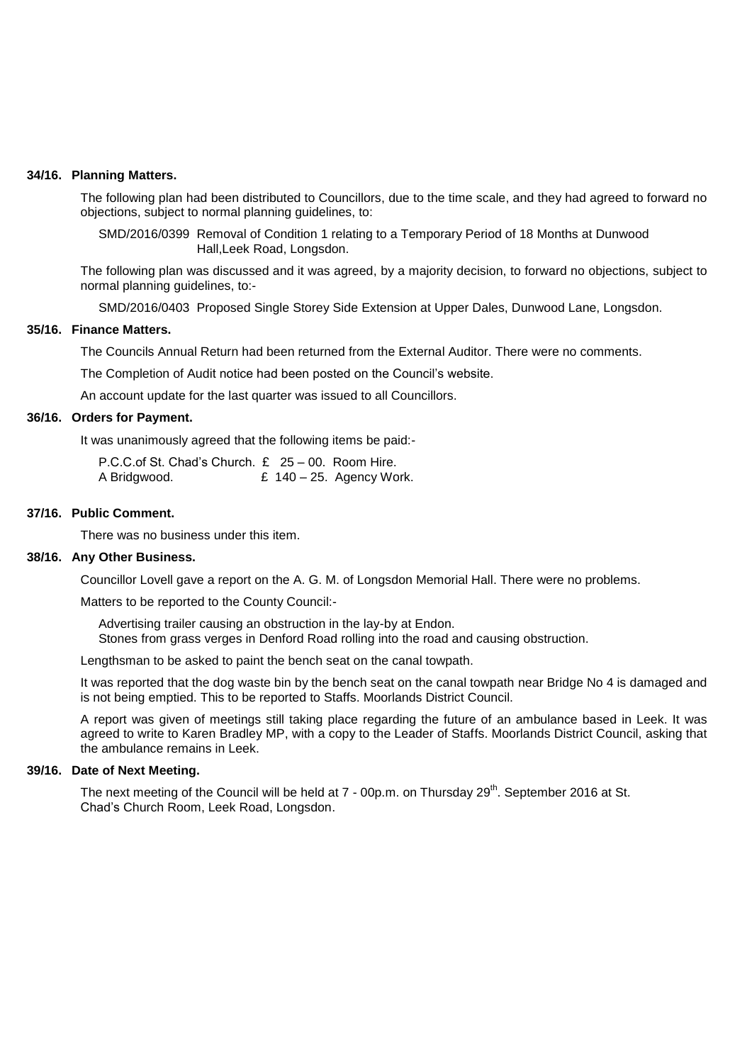**34/16. Planning Matters.**

The following plan had been distributed to Councillors, due to the time scale, and they had agreed to forward no objections, subject to normal planning guidelines, to:

SMD/2016/0399 Removal of Condition 1 relating to a Temporary Period of 18 Months at Dunwood Hall,Leek Road, Longsdon.

The following plan was discussed and it was agreed, by a majority decision, to forward no objections, subject to normal planning guidelines, to:-

SMD/2016/0403 Proposed Single Storey Side Extension at Upper Dales, Dunwood Lane, Longsdon.

**35/16. Finance Matters.**

The Councils Annual Return had been returned from the External Auditor. There were no comments.

The Completion of Audit notice had been posted on the Council's website.

An account update for the last quarter was issued to all Councillors.

**36/16. Orders for Payment.**

It was unanimously agreed that the following items be paid:-

| | | |
|---|---|---|
| P.C.C.of St. Chad's Church. | £ 25 – 00. | Room Hire. |
| A Bridgwood. | £ 140 – 25. | Agency Work. |

**37/16. Public Comment.**

There was no business under this item.

**38/16. Any Other Business.**

Councillor Lovell gave a report on the A. G. M. of Longsdon Memorial Hall. There were no problems.

Matters to be reported to the County Council:-

Advertising trailer causing an obstruction in the lay-by at Endon.
Stones from grass verges in Denford Road rolling into the road and causing obstruction.

Lengthsman to be asked to paint the bench seat on the canal towpath.

It was reported that the dog waste bin by the bench seat on the canal towpath near Bridge No 4 is damaged and is not being emptied. This to be reported to Staffs. Moorlands District Council.

A report was given of meetings still taking place regarding the future of an ambulance based in Leek. It was agreed to write to Karen Bradley MP, with a copy to the Leader of Staffs. Moorlands District Council, asking that the ambulance remains in Leek.

**39/16. Date of Next Meeting.**

The next meeting of the Council will be held at 7 - 00p.m. on Thursday 29th. September 2016 at St. Chad's Church Room, Leek Road, Longsdon.